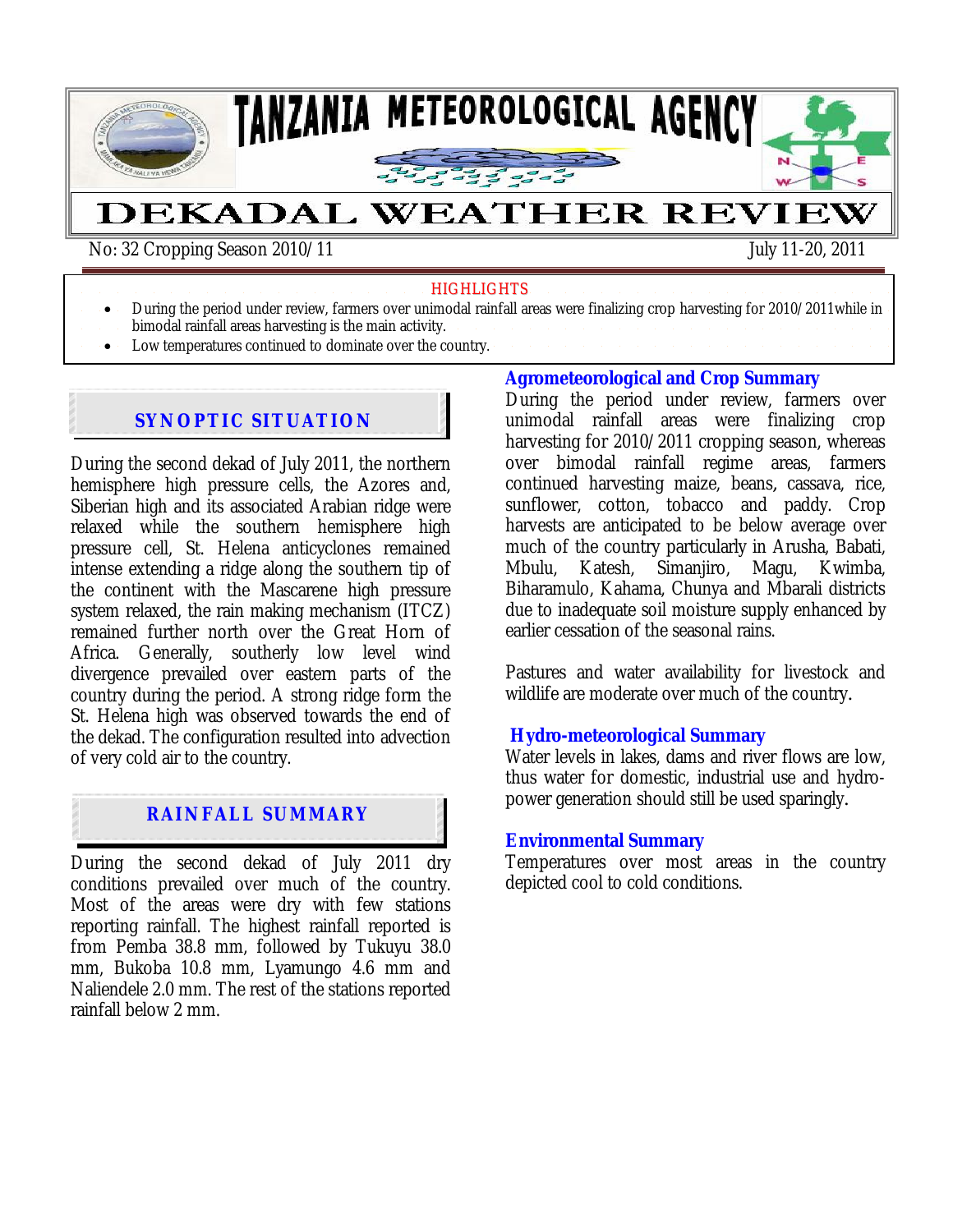# TANZANIA METEOROLOGICAL AGENCY

# DEKADAL WEATHER REVIEW

No: 32 Cropping Season 2010/11 July 11-20, 2011

**HIGHLIGHTS**

- During the period under review, farmers over unimodal rainfall areas were finalizing crop harvesting for 2010/2011while in bimodal rainfall areas harvesting is the main activity.
- Low temperatures continued to dominate over the country.

## SYNOPTIC SITUATION

During the second dekad of July 2011, the northern hemisphere high pressure cells, the Azores and, Siberian high and its associated Arabian ridge were relaxed while the southern hemisphere high pressure cell, St. Helena anticyclones remained intense extending a ridge along the southern tip of the continent with the Mascarene high pressure system relaxed, the rain making mechanism (ITCZ) remained further north over the Great Horn of Africa. Generally, southerly low level wind divergence prevailed over eastern parts of the country during the period. A strong ridge form the St. Helena high was observed towards the end of the dekad. The configuration resulted into advection of very cold air to the country.

## RAINFALL SUMMARY

During the second dekad of July 2011 dry conditions prevailed over much of the country. Most of the areas were dry with few stations reporting rainfall. The highest rainfall reported is from Pemba 38.8 mm, followed by Tukuyu 38.0 mm, Bukoba 10.8 mm, Lyamungo 4.6 mm and Naliendele 2.0 mm. The rest of the stations reported rainfall below 2 mm.

## Agrometeorological and Crop Summary

During the period under review, farmers over unimodal rainfall areas were finalizing crop harvesting for 2010/2011 cropping season, whereas over bimodal rainfall regime areas, farmers continued harvesting maize, beans, cassava, rice, sunflower, cotton, tobacco and paddy. Crop harvests are anticipated to be below average over much of the country particularly in Arusha, Babati, Mbulu, Katesh, Simanjiro, Magu, Kwimba, Biharamulo, Kahama, Chunya and Mbarali districts due to inadequate soil moisture supply enhanced by earlier cessation of the seasonal rains.

Pastures and water availability for livestock and wildlife are moderate over much of the country.

## Hydro-meteorological Summary

Water levels in lakes, dams and river flows are low, thus water for domestic, industrial use and hydro-power generation should still be used sparingly.

## Environmental Summary

Temperatures over most areas in the country depicted cool to cold conditions.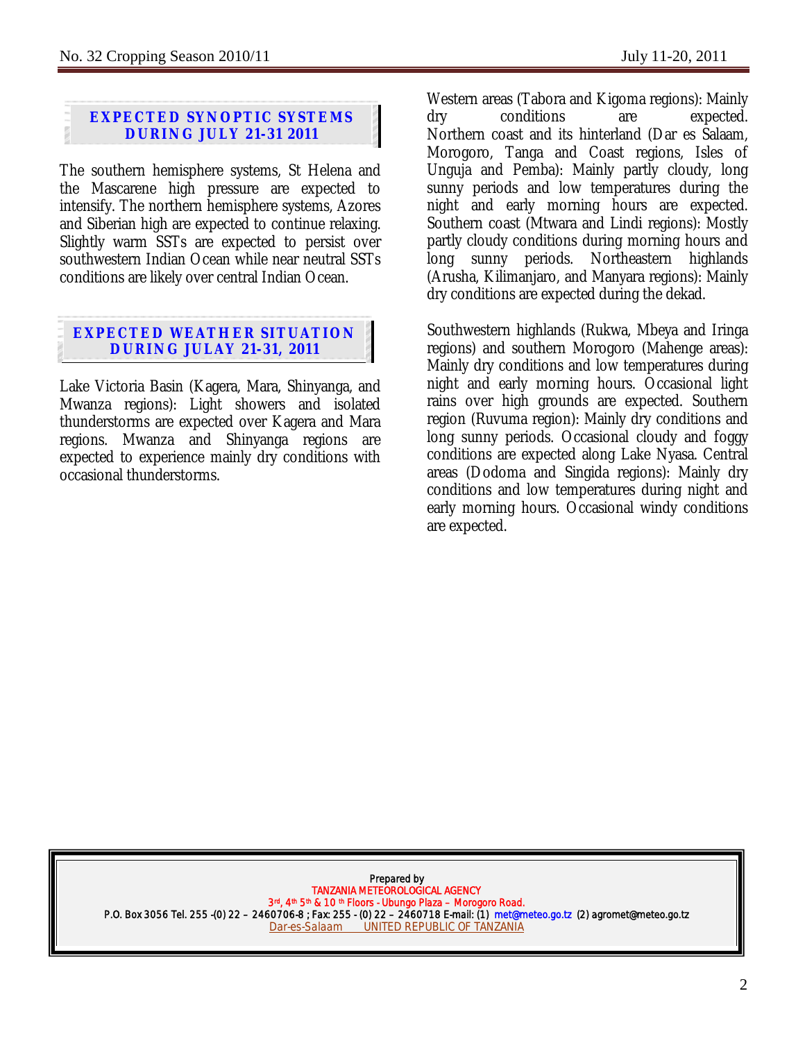## EXPECTED SYNOPTIC SYSTEMS DURING JULY 21-31 2011

The southern hemisphere systems, St Helena and the Mascarene high pressure are expected to intensify. The northern hemisphere systems, Azores and Siberian high are expected to continue relaxing. Slightly warm SSTs are expected to persist over southwestern Indian Ocean while near neutral SSTs conditions are likely over central Indian Ocean.

## EXPECTED WEATHER SITUATION DURING JULAY 21-31, 2011

Lake Victoria Basin (Kagera, Mara, Shinyanga, and Mwanza regions): Light showers and isolated thunderstorms are expected over Kagera and Mara regions. Mwanza and Shinyanga regions are expected to experience mainly dry conditions with occasional thunderstorms.

Western areas (Tabora and Kigoma regions): Mainly dry conditions are expected. Northern coast and its hinterland (Dar es Salaam, Morogoro, Tanga and Coast regions, Isles of Unguja and Pemba): Mainly partly cloudy, long sunny periods and low temperatures during the night and early morning hours are expected. Southern coast (Mtwara and Lindi regions): Mostly partly cloudy conditions during morning hours and long sunny periods. Northeastern highlands (Arusha, Kilimanjaro, and Manyara regions): Mainly dry conditions are expected during the dekad.

Southwestern highlands (Rukwa, Mbeya and Iringa regions) and southern Morogoro (Mahenge areas): Mainly dry conditions and low temperatures during night and early morning hours. Occasional light rains over high grounds are expected. Southern region (Ruvuma region): Mainly dry conditions and long sunny periods. Occasional cloudy and foggy conditions are expected along Lake Nyasa. Central areas (Dodoma and Singida regions): Mainly dry conditions and low temperatures during night and early morning hours. Occasional windy conditions are expected.

Prepared by
TANZANIA METEOROLOGICAL AGENCY
3rd, 4th 5th & 10 th Floors - Ubungo Plaza – Morogoro Road.
P.O. Box 3056 Tel. 255 -(0) 22 – 2460706-8 ; Fax: 255 - (0) 22 – 2460718 E-mail: (1) met@meteo.go.tz (2) agromet@meteo.go.tz
Dar-es-Salaam UNITED REPUBLIC OF TANZANIA